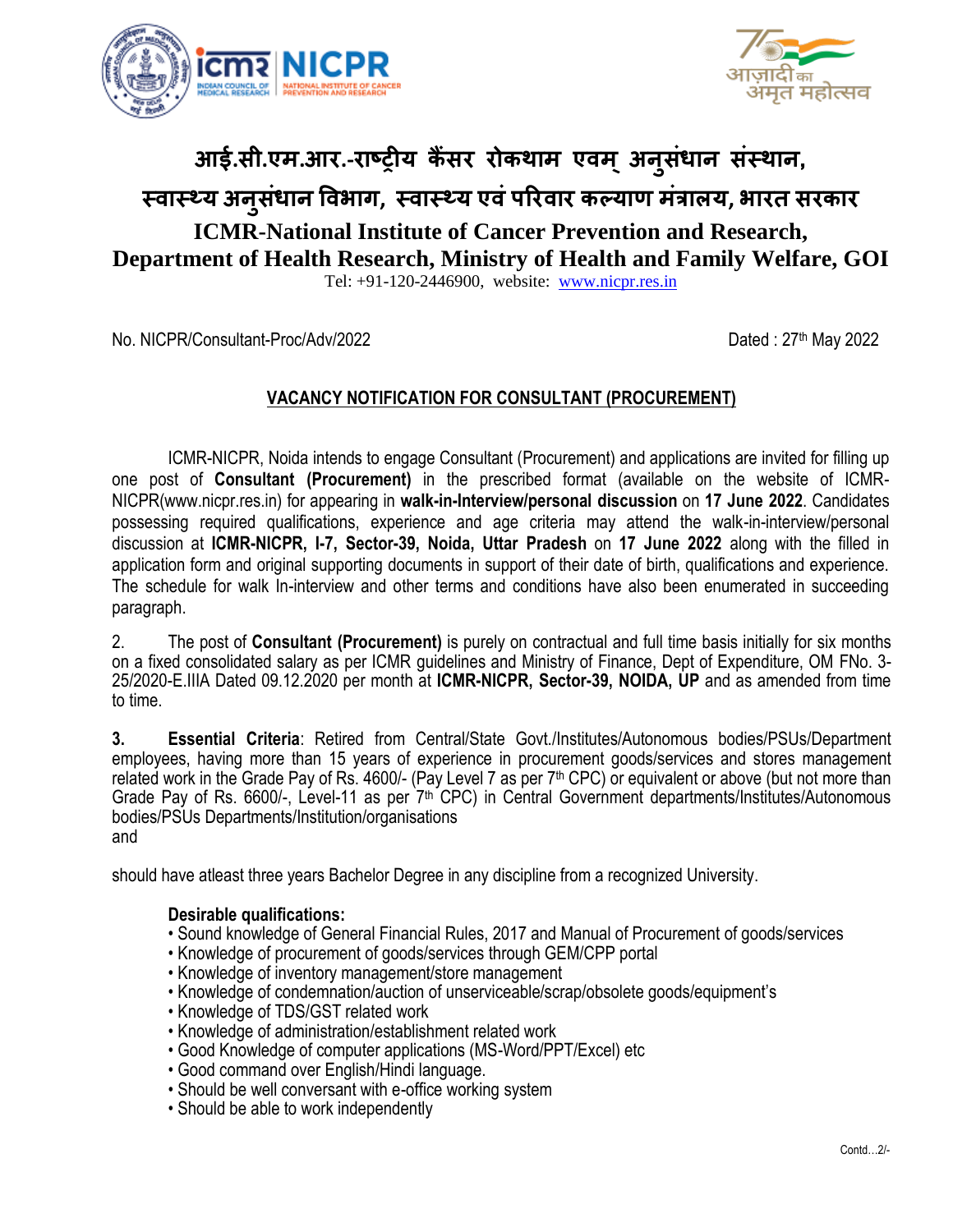# आई.सी.एम.आर.-राष्ट्रीय कैंसर रोकथाम एवम् अनुसंधान संस्थान, स्वास्थ्य अनुसंधान विभाग, स्वास्थ्य एवं परिवार कल्याण मंत्रालय, भारत सरकार

# ICMR-National Institute of Cancer Prevention and Research, Department of Health Research, Ministry of Health and Family Welfare, GOI

Tel: +91-120-2446900, website: www.nicpr.res.in

No. NICPR/Consultant-Proc/Adv/2022 Dated : 27th May 2022

## VACANCY NOTIFICATION FOR CONSULTANT (PROCUREMENT)

ICMR-NICPR, Noida intends to engage Consultant (Procurement) and applications are invited for filling up one post of **Consultant (Procurement)** in the prescribed format (available on the website of ICMR-NICPR(www.nicpr.res.in) for appearing in **walk-in-Interview/personal discussion** on **17 June 2022**. Candidates possessing required qualifications, experience and age criteria may attend the walk-in-interview/personal discussion at **ICMR-NICPR, I-7, Sector-39, Noida, Uttar Pradesh** on **17 June 2022** along with the filled in application form and original supporting documents in support of their date of birth, qualifications and experience. The schedule for walk In-interview and other terms and conditions have also been enumerated in succeeding paragraph.

2. The post of **Consultant (Procurement)** is purely on contractual and full time basis initially for six months on a fixed consolidated salary as per ICMR guidelines and Ministry of Finance, Dept of Expenditure, OM FNo. 3-25/2020-E.IIIA Dated 09.12.2020 per month at **ICMR-NICPR, Sector-39, NOIDA, UP** and as amended from time to time.

**3. Essential Criteria**: Retired from Central/State Govt./Institutes/Autonomous bodies/PSUs/Department employees, having more than 15 years of experience in procurement goods/services and stores management related work in the Grade Pay of Rs. 4600/- (Pay Level 7 as per 7th CPC) or equivalent or above (but not more than Grade Pay of Rs. 6600/-, Level-11 as per 7th CPC) in Central Government departments/Institutes/Autonomous bodies/PSUs Departments/Institution/organisations
and

should have atleast three years Bachelor Degree in any discipline from a recognized University.

**Desirable qualifications:**

- Sound knowledge of General Financial Rules, 2017 and Manual of Procurement of goods/services
- Knowledge of procurement of goods/services through GEM/CPP portal
- Knowledge of inventory management/store management
- Knowledge of condemnation/auction of unserviceable/scrap/obsolete goods/equipment's
- Knowledge of TDS/GST related work
- Knowledge of administration/establishment related work
- Good Knowledge of computer applications (MS-Word/PPT/Excel) etc
- Good command over English/Hindi language.
- Should be well conversant with e-office working system
- Should be able to work independently

Contd…2/-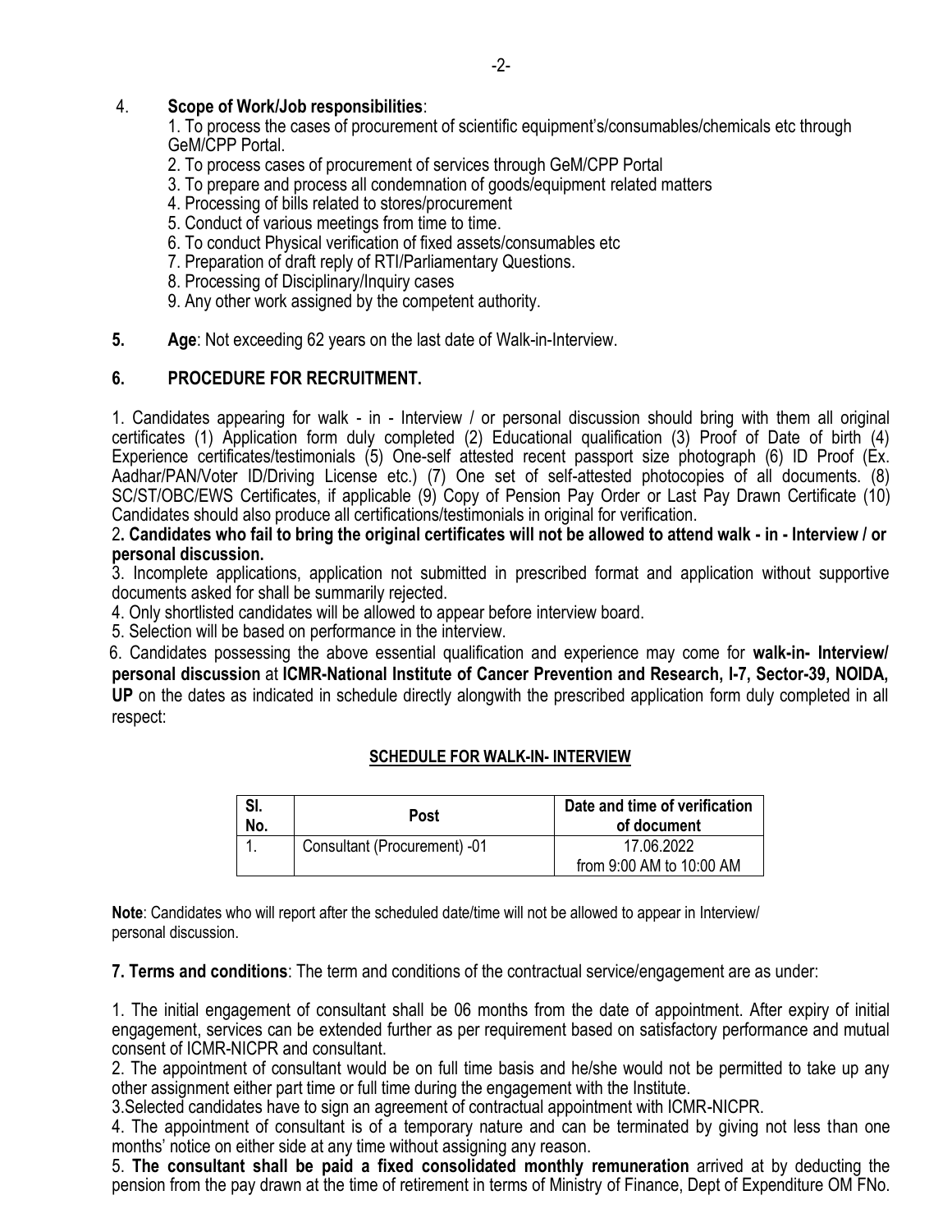4. **Scope of Work/Job responsibilities**:

1. To process the cases of procurement of scientific equipment's/consumables/chemicals etc through GeM/CPP Portal.
2. To process cases of procurement of services through GeM/CPP Portal
3. To prepare and process all condemnation of goods/equipment related matters
4. Processing of bills related to stores/procurement
5. Conduct of various meetings from time to time.
6. To conduct Physical verification of fixed assets/consumables etc
7. Preparation of draft reply of RTI/Parliamentary Questions.
8. Processing of Disciplinary/Inquiry cases
9. Any other work assigned by the competent authority.

**5. Age**: Not exceeding 62 years on the last date of Walk-in-Interview.

## 6. PROCEDURE FOR RECRUITMENT.

1. Candidates appearing for walk - in - Interview / or personal discussion should bring with them all original certificates (1) Application form duly completed (2) Educational qualification (3) Proof of Date of birth (4) Experience certificates/testimonials (5) One-self attested recent passport size photograph (6) ID Proof (Ex. Aadhar/PAN/Voter ID/Driving License etc.) (7) One set of self-attested photocopies of all documents. (8) SC/ST/OBC/EWS Certificates, if applicable (9) Copy of Pension Pay Order or Last Pay Drawn Certificate (10) Candidates should also produce all certifications/testimonials in original for verification.

2**. Candidates who fail to bring the original certificates will not be allowed to attend walk - in - Interview / or personal discussion.**

3. Incomplete applications, application not submitted in prescribed format and application without supportive documents asked for shall be summarily rejected.

4. Only shortlisted candidates will be allowed to appear before interview board.

5. Selection will be based on performance in the interview.

6. Candidates possessing the above essential qualification and experience may come for **walk-in- Interview/ personal discussion** at **ICMR-National Institute of Cancer Prevention and Research, I-7, Sector-39, NOIDA, UP** on the dates as indicated in schedule directly alongwith the prescribed application form duly completed in all respect:

**SCHEDULE FOR WALK-IN- INTERVIEW**

| Sl. No. | Post | Date and time of verification of document |
|---|---|---|
| 1. | Consultant (Procurement) -01 | 17.06.2022 from 9:00 AM to 10:00 AM |

**Note**: Candidates who will report after the scheduled date/time will not be allowed to appear in Interview/ personal discussion.

**7. Terms and conditions**: The term and conditions of the contractual service/engagement are as under:

1. The initial engagement of consultant shall be 06 months from the date of appointment. After expiry of initial engagement, services can be extended further as per requirement based on satisfactory performance and mutual consent of ICMR-NICPR and consultant.

2. The appointment of consultant would be on full time basis and he/she would not be permitted to take up any other assignment either part time or full time during the engagement with the Institute.

3.Selected candidates have to sign an agreement of contractual appointment with ICMR-NICPR.

4. The appointment of consultant is of a temporary nature and can be terminated by giving not less than one months' notice on either side at any time without assigning any reason.

5. **The consultant shall be paid a fixed consolidated monthly remuneration** arrived at by deducting the pension from the pay drawn at the time of retirement in terms of Ministry of Finance, Dept of Expenditure OM FNo.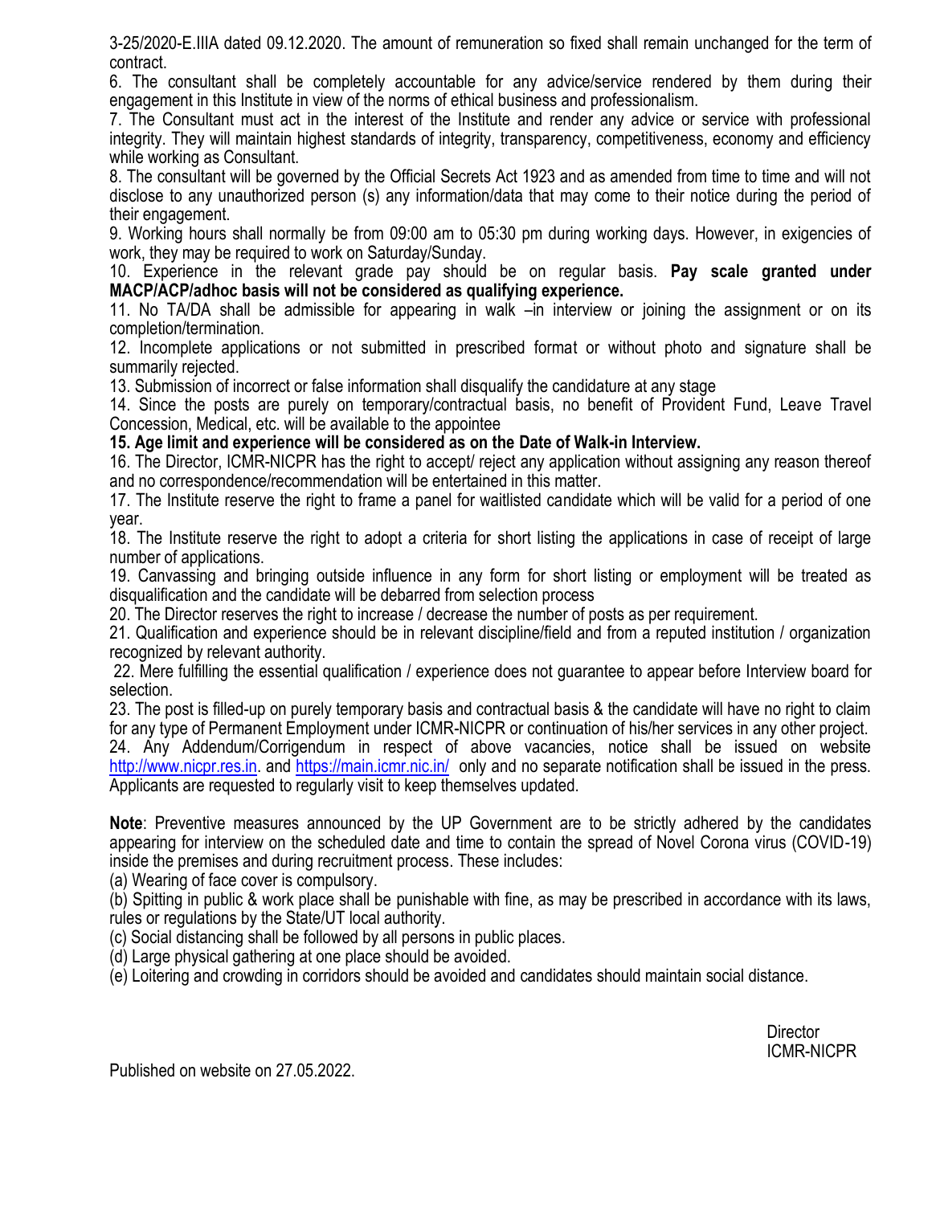3-25/2020-E.IIIA dated 09.12.2020. The amount of remuneration so fixed shall remain unchanged for the term of contract.

6. The consultant shall be completely accountable for any advice/service rendered by them during their engagement in this Institute in view of the norms of ethical business and professionalism.

7. The Consultant must act in the interest of the Institute and render any advice or service with professional integrity. They will maintain highest standards of integrity, transparency, competitiveness, economy and efficiency while working as Consultant.

8. The consultant will be governed by the Official Secrets Act 1923 and as amended from time to time and will not disclose to any unauthorized person (s) any information/data that may come to their notice during the period of their engagement.

9. Working hours shall normally be from 09:00 am to 05:30 pm during working days. However, in exigencies of work, they may be required to work on Saturday/Sunday.

10. Experience in the relevant grade pay should be on regular basis. **Pay scale granted under MACP/ACP/adhoc basis will not be considered as qualifying experience.**

11. No TA/DA shall be admissible for appearing in walk –in interview or joining the assignment or on its completion/termination.

12. Incomplete applications or not submitted in prescribed format or without photo and signature shall be summarily rejected.

13. Submission of incorrect or false information shall disqualify the candidature at any stage

14. Since the posts are purely on temporary/contractual basis, no benefit of Provident Fund, Leave Travel Concession, Medical, etc. will be available to the appointee

**15. Age limit and experience will be considered as on the Date of Walk-in Interview.**

16. The Director, ICMR-NICPR has the right to accept/ reject any application without assigning any reason thereof and no correspondence/recommendation will be entertained in this matter.

17. The Institute reserve the right to frame a panel for waitlisted candidate which will be valid for a period of one year.

18. The Institute reserve the right to adopt a criteria for short listing the applications in case of receipt of large number of applications.

19. Canvassing and bringing outside influence in any form for short listing or employment will be treated as disqualification and the candidate will be debarred from selection process

20. The Director reserves the right to increase / decrease the number of posts as per requirement.

21. Qualification and experience should be in relevant discipline/field and from a reputed institution / organization recognized by relevant authority.

22. Mere fulfilling the essential qualification / experience does not guarantee to appear before Interview board for selection.

23. The post is filled-up on purely temporary basis and contractual basis & the candidate will have no right to claim for any type of Permanent Employment under ICMR-NICPR or continuation of his/her services in any other project.

24. Any Addendum/Corrigendum in respect of above vacancies, notice shall be issued on website http://www.nicpr.res.in. and https://main.icmr.nic.in/ only and no separate notification shall be issued in the press. Applicants are requested to regularly visit to keep themselves updated.

**Note**: Preventive measures announced by the UP Government are to be strictly adhered by the candidates appearing for interview on the scheduled date and time to contain the spread of Novel Corona virus (COVID-19) inside the premises and during recruitment process. These includes:

(a) Wearing of face cover is compulsory.

(b) Spitting in public & work place shall be punishable with fine, as may be prescribed in accordance with its laws, rules or regulations by the State/UT local authority.

(c) Social distancing shall be followed by all persons in public places.

(d) Large physical gathering at one place should be avoided.

(e) Loitering and crowding in corridors should be avoided and candidates should maintain social distance.

Director
ICMR-NICPR

Published on website on 27.05.2022.